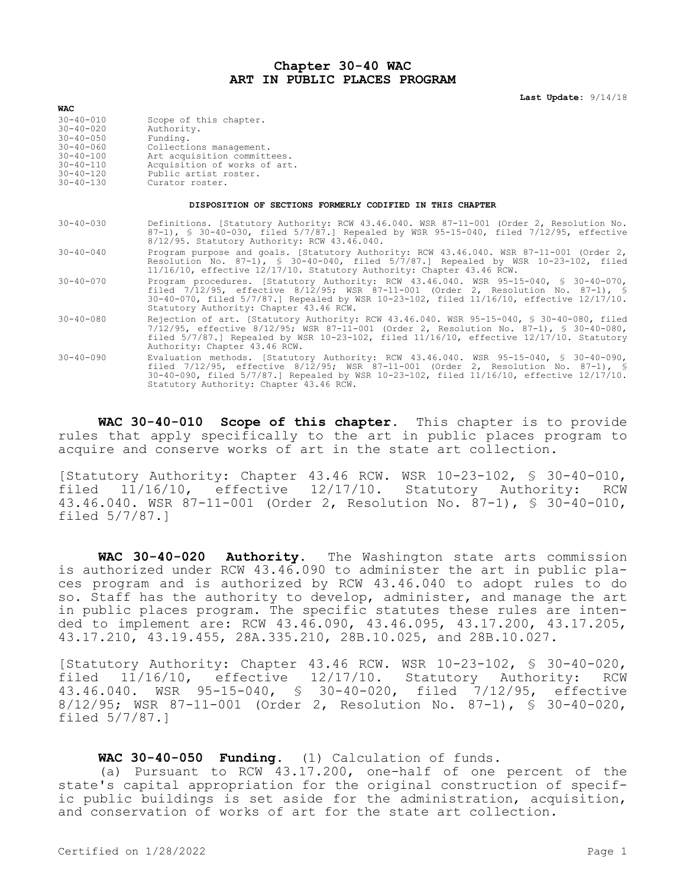# Chapter 30-40 WAC
# ART IN PUBLIC PLACES PROGRAM

**Last Update:** 9/14/18

**WAC**

| | |
|---|---|
| 30-40-010 | Scope of this chapter. |
| 30-40-020 | Authority. |
| 30-40-050 | Funding. |
| 30-40-060 | Collections management. |
| 30-40-100 | Art acquisition committees. |
| 30-40-110 | Acquisition of works of art. |
| 30-40-120 | Public artist roster. |
| 30-40-130 | Curator roster. |

**DISPOSITION OF SECTIONS FORMERLY CODIFIED IN THIS CHAPTER**

| | |
|---|---|
| 30-40-030 | Definitions. [Statutory Authority: RCW 43.46.040. WSR 87-11-001 (Order 2, Resolution No. 87-1), § 30-40-030, filed 5/7/87.] Repealed by WSR 95-15-040, filed 7/12/95, effective 8/12/95. Statutory Authority: RCW 43.46.040. |
| 30-40-040 | Program purpose and goals. [Statutory Authority: RCW 43.46.040. WSR 87-11-001 (Order 2, Resolution No. 87-1), § 30-40-040, filed 5/7/87.] Repealed by WSR 10-23-102, filed 11/16/10, effective 12/17/10. Statutory Authority: Chapter 43.46 RCW. |
| 30-40-070 | Program procedures. [Statutory Authority: RCW 43.46.040. WSR 95-15-040, § 30-40-070, filed 7/12/95, effective 8/12/95; WSR 87-11-001 (Order 2, Resolution No. 87-1), § 30-40-070, filed 5/7/87.] Repealed by WSR 10-23-102, filed 11/16/10, effective 12/17/10. Statutory Authority: Chapter 43.46 RCW. |
| 30-40-080 | Rejection of art. [Statutory Authority: RCW 43.46.040. WSR 95-15-040, § 30-40-080, filed 7/12/95, effective 8/12/95; WSR 87-11-001 (Order 2, Resolution No. 87-1), § 30-40-080, filed 5/7/87.] Repealed by WSR 10-23-102, filed 11/16/10, effective 12/17/10. Statutory Authority: Chapter 43.46 RCW. |
| 30-40-090 | Evaluation methods. [Statutory Authority: RCW 43.46.040. WSR 95-15-040, § 30-40-090, filed 7/12/95, effective 8/12/95; WSR 87-11-001 (Order 2, Resolution No. 87-1), § 30-40-090, filed 5/7/87.] Repealed by WSR 10-23-102, filed 11/16/10, effective 12/17/10. Statutory Authority: Chapter 43.46 RCW. |

**WAC 30-40-010 Scope of this chapter.** This chapter is to provide rules that apply specifically to the art in public places program to acquire and conserve works of art in the state art collection.

[Statutory Authority: Chapter 43.46 RCW. WSR 10-23-102, § 30-40-010, filed 11/16/10, effective 12/17/10. Statutory Authority: RCW 43.46.040. WSR 87-11-001 (Order 2, Resolution No. 87-1), § 30-40-010, filed 5/7/87.]

**WAC 30-40-020 Authority.** The Washington state arts commission is authorized under RCW 43.46.090 to administer the art in public places program and is authorized by RCW 43.46.040 to adopt rules to do so. Staff has the authority to develop, administer, and manage the art in public places program. The specific statutes these rules are intended to implement are: RCW 43.46.090, 43.46.095, 43.17.200, 43.17.205, 43.17.210, 43.19.455, 28A.335.210, 28B.10.025, and 28B.10.027.

[Statutory Authority: Chapter 43.46 RCW. WSR 10-23-102, § 30-40-020, filed 11/16/10, effective 12/17/10. Statutory Authority: RCW 43.46.040. WSR 95-15-040, § 30-40-020, filed 7/12/95, effective 8/12/95; WSR 87-11-001 (Order 2, Resolution No. 87-1), § 30-40-020, filed 5/7/87.]

**WAC 30-40-050 Funding.** (1) Calculation of funds.

(a) Pursuant to RCW 43.17.200, one-half of one percent of the state's capital appropriation for the original construction of specific public buildings is set aside for the administration, acquisition, and conservation of works of art for the state art collection.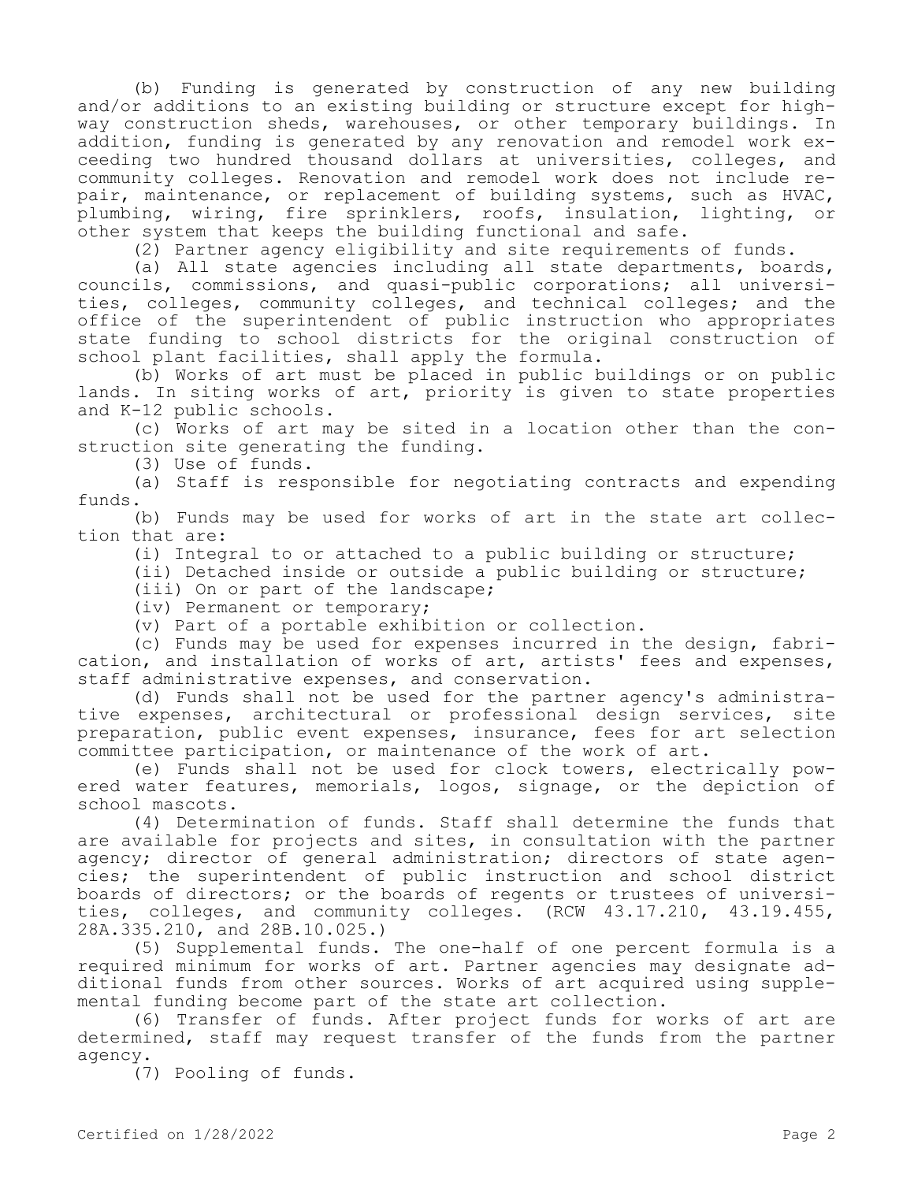(b) Funding is generated by construction of any new building and/or additions to an existing building or structure except for highway construction sheds, warehouses, or other temporary buildings. In addition, funding is generated by any renovation and remodel work exceeding two hundred thousand dollars at universities, colleges, and community colleges. Renovation and remodel work does not include repair, maintenance, or replacement of building systems, such as HVAC, plumbing, wiring, fire sprinklers, roofs, insulation, lighting, or other system that keeps the building functional and safe.

(2) Partner agency eligibility and site requirements of funds.

(a) All state agencies including all state departments, boards, councils, commissions, and quasi-public corporations; all universities, colleges, community colleges, and technical colleges; and the office of the superintendent of public instruction who appropriates state funding to school districts for the original construction of school plant facilities, shall apply the formula.

(b) Works of art must be placed in public buildings or on public lands. In siting works of art, priority is given to state properties and K-12 public schools.

(c) Works of art may be sited in a location other than the construction site generating the funding.

(3) Use of funds.

(a) Staff is responsible for negotiating contracts and expending funds.

(b) Funds may be used for works of art in the state art collection that are:

(i) Integral to or attached to a public building or structure;

(ii) Detached inside or outside a public building or structure;

(iii) On or part of the landscape;

(iv) Permanent or temporary;

(v) Part of a portable exhibition or collection.

(c) Funds may be used for expenses incurred in the design, fabrication, and installation of works of art, artists' fees and expenses, staff administrative expenses, and conservation.

(d) Funds shall not be used for the partner agency's administrative expenses, architectural or professional design services, site preparation, public event expenses, insurance, fees for art selection committee participation, or maintenance of the work of art.

(e) Funds shall not be used for clock towers, electrically powered water features, memorials, logos, signage, or the depiction of school mascots.

(4) Determination of funds. Staff shall determine the funds that are available for projects and sites, in consultation with the partner agency; director of general administration; directors of state agencies; the superintendent of public instruction and school district boards of directors; or the boards of regents or trustees of universities, colleges, and community colleges. (RCW 43.17.210, 43.19.455, 28A.335.210, and 28B.10.025.)

(5) Supplemental funds. The one-half of one percent formula is a required minimum for works of art. Partner agencies may designate additional funds from other sources. Works of art acquired using supplemental funding become part of the state art collection.

(6) Transfer of funds. After project funds for works of art are determined, staff may request transfer of the funds from the partner agency.

(7) Pooling of funds.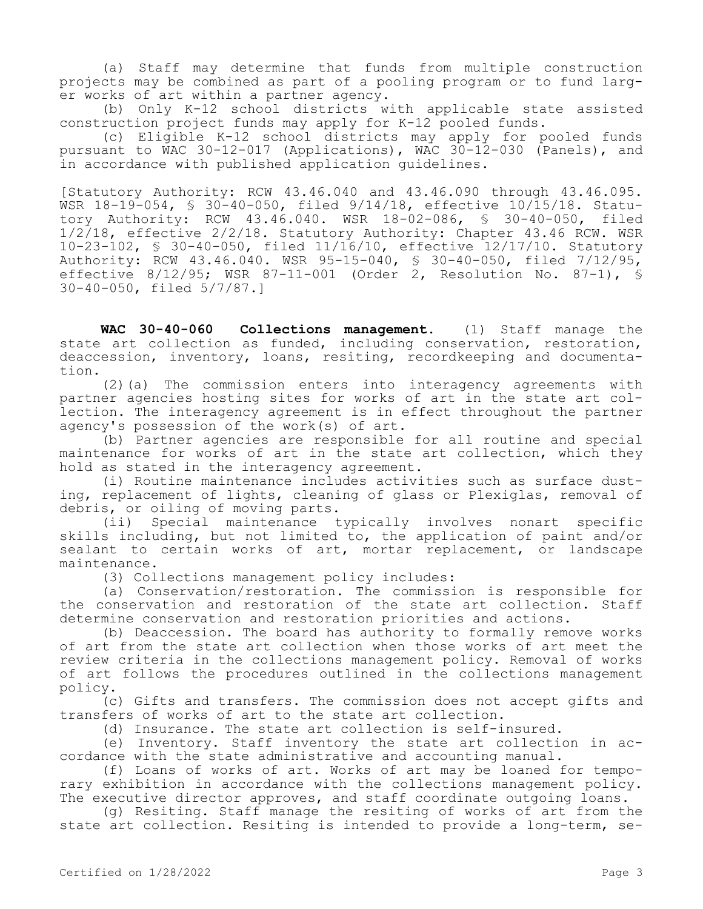(a) Staff may determine that funds from multiple construction projects may be combined as part of a pooling program or to fund larger works of art within a partner agency.

(b) Only K-12 school districts with applicable state assisted construction project funds may apply for K-12 pooled funds.

(c) Eligible K-12 school districts may apply for pooled funds pursuant to WAC 30-12-017 (Applications), WAC 30-12-030 (Panels), and in accordance with published application guidelines.

[Statutory Authority: RCW 43.46.040 and 43.46.090 through 43.46.095. WSR 18-19-054, § 30-40-050, filed 9/14/18, effective 10/15/18. Statutory Authority: RCW 43.46.040. WSR 18-02-086, § 30-40-050, filed 1/2/18, effective 2/2/18. Statutory Authority: Chapter 43.46 RCW. WSR 10-23-102, § 30-40-050, filed 11/16/10, effective 12/17/10. Statutory Authority: RCW 43.46.040. WSR 95-15-040, § 30-40-050, filed 7/12/95, effective 8/12/95; WSR 87-11-001 (Order 2, Resolution No. 87-1), § 30-40-050, filed 5/7/87.]

**WAC 30-40-060 Collections management.** (1) Staff manage the state art collection as funded, including conservation, restoration, deaccession, inventory, loans, resiting, recordkeeping and documentation.

(2)(a) The commission enters into interagency agreements with partner agencies hosting sites for works of art in the state art collection. The interagency agreement is in effect throughout the partner agency's possession of the work(s) of art.

(b) Partner agencies are responsible for all routine and special maintenance for works of art in the state art collection, which they hold as stated in the interagency agreement.

(i) Routine maintenance includes activities such as surface dusting, replacement of lights, cleaning of glass or Plexiglas, removal of debris, or oiling of moving parts.

(ii) Special maintenance typically involves nonart specific skills including, but not limited to, the application of paint and/or sealant to certain works of art, mortar replacement, or landscape maintenance.

(3) Collections management policy includes:

(a) Conservation/restoration. The commission is responsible for the conservation and restoration of the state art collection. Staff determine conservation and restoration priorities and actions.

(b) Deaccession. The board has authority to formally remove works of art from the state art collection when those works of art meet the review criteria in the collections management policy. Removal of works of art follows the procedures outlined in the collections management policy.

(c) Gifts and transfers. The commission does not accept gifts and transfers of works of art to the state art collection.

(d) Insurance. The state art collection is self-insured.

(e) Inventory. Staff inventory the state art collection in accordance with the state administrative and accounting manual.

(f) Loans of works of art. Works of art may be loaned for temporary exhibition in accordance with the collections management policy. The executive director approves, and staff coordinate outgoing loans.

(g) Resiting. Staff manage the resiting of works of art from the state art collection. Resiting is intended to provide a long-term, se-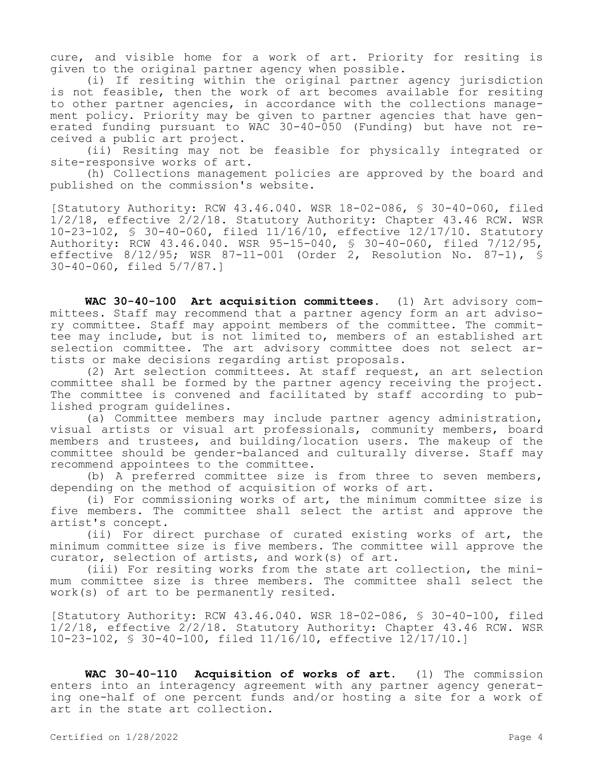cure, and visible home for a work of art. Priority for resiting is given to the original partner agency when possible.

(i) If resiting within the original partner agency jurisdiction is not feasible, then the work of art becomes available for resiting to other partner agencies, in accordance with the collections management policy. Priority may be given to partner agencies that have generated funding pursuant to WAC 30-40-050 (Funding) but have not received a public art project.

(ii) Resiting may not be feasible for physically integrated or site-responsive works of art.

(h) Collections management policies are approved by the board and published on the commission's website.

[Statutory Authority: RCW 43.46.040. WSR 18-02-086, § 30-40-060, filed 1/2/18, effective 2/2/18. Statutory Authority: Chapter 43.46 RCW. WSR 10-23-102, § 30-40-060, filed 11/16/10, effective 12/17/10. Statutory Authority: RCW 43.46.040. WSR 95-15-040, § 30-40-060, filed 7/12/95, effective 8/12/95; WSR 87-11-001 (Order 2, Resolution No. 87-1), § 30-40-060, filed 5/7/87.]

**WAC 30-40-100 Art acquisition committees.** (1) Art advisory committees. Staff may recommend that a partner agency form an art advisory committee. Staff may appoint members of the committee. The committee may include, but is not limited to, members of an established art selection committee. The art advisory committee does not select artists or make decisions regarding artist proposals.

(2) Art selection committees. At staff request, an art selection committee shall be formed by the partner agency receiving the project. The committee is convened and facilitated by staff according to published program guidelines.

(a) Committee members may include partner agency administration, visual artists or visual art professionals, community members, board members and trustees, and building/location users. The makeup of the committee should be gender-balanced and culturally diverse. Staff may recommend appointees to the committee.

(b) A preferred committee size is from three to seven members, depending on the method of acquisition of works of art.

(i) For commissioning works of art, the minimum committee size is five members. The committee shall select the artist and approve the artist's concept.

(ii) For direct purchase of curated existing works of art, the minimum committee size is five members. The committee will approve the curator, selection of artists, and work(s) of art.

(iii) For resiting works from the state art collection, the minimum committee size is three members. The committee shall select the work(s) of art to be permanently resited.

[Statutory Authority: RCW 43.46.040. WSR 18-02-086, § 30-40-100, filed 1/2/18, effective 2/2/18. Statutory Authority: Chapter 43.46 RCW. WSR 10-23-102, § 30-40-100, filed 11/16/10, effective 12/17/10.]

**WAC 30-40-110 Acquisition of works of art.** (1) The commission enters into an interagency agreement with any partner agency generating one-half of one percent funds and/or hosting a site for a work of art in the state art collection.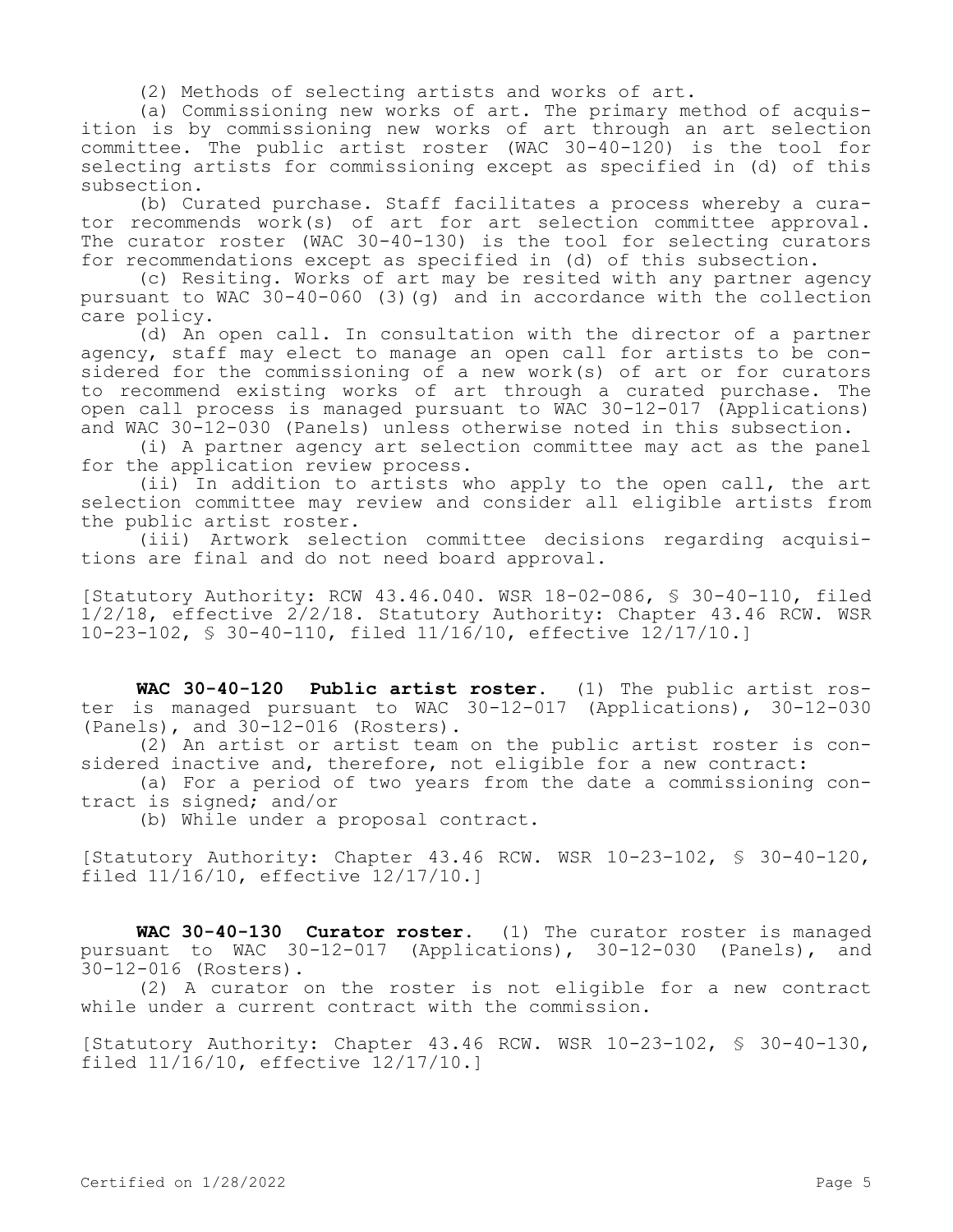(2) Methods of selecting artists and works of art.

(a) Commissioning new works of art. The primary method of acquisition is by commissioning new works of art through an art selection committee. The public artist roster (WAC 30-40-120) is the tool for selecting artists for commissioning except as specified in (d) of this subsection.

(b) Curated purchase. Staff facilitates a process whereby a curator recommends work(s) of art for art selection committee approval. The curator roster (WAC 30-40-130) is the tool for selecting curators for recommendations except as specified in (d) of this subsection.

(c) Resiting. Works of art may be resited with any partner agency pursuant to WAC 30-40-060 (3)(g) and in accordance with the collection care policy.

(d) An open call. In consultation with the director of a partner agency, staff may elect to manage an open call for artists to be considered for the commissioning of a new work(s) of art or for curators to recommend existing works of art through a curated purchase. The open call process is managed pursuant to WAC 30-12-017 (Applications) and WAC 30-12-030 (Panels) unless otherwise noted in this subsection.

(i) A partner agency art selection committee may act as the panel for the application review process.

(ii) In addition to artists who apply to the open call, the art selection committee may review and consider all eligible artists from the public artist roster.

(iii) Artwork selection committee decisions regarding acquisitions are final and do not need board approval.

[Statutory Authority: RCW 43.46.040. WSR 18-02-086, § 30-40-110, filed 1/2/18, effective 2/2/18. Statutory Authority: Chapter 43.46 RCW. WSR 10-23-102, § 30-40-110, filed 11/16/10, effective 12/17/10.]

**WAC 30-40-120 Public artist roster.** (1) The public artist roster is managed pursuant to WAC 30-12-017 (Applications), 30-12-030 (Panels), and 30-12-016 (Rosters).

(2) An artist or artist team on the public artist roster is considered inactive and, therefore, not eligible for a new contract:

(a) For a period of two years from the date a commissioning contract is signed; and/or

(b) While under a proposal contract.

[Statutory Authority: Chapter 43.46 RCW. WSR 10-23-102, § 30-40-120, filed 11/16/10, effective 12/17/10.]

**WAC 30-40-130 Curator roster.** (1) The curator roster is managed pursuant to WAC 30-12-017 (Applications), 30-12-030 (Panels), and 30-12-016 (Rosters).

(2) A curator on the roster is not eligible for a new contract while under a current contract with the commission.

[Statutory Authority: Chapter 43.46 RCW. WSR 10-23-102, § 30-40-130, filed 11/16/10, effective 12/17/10.]